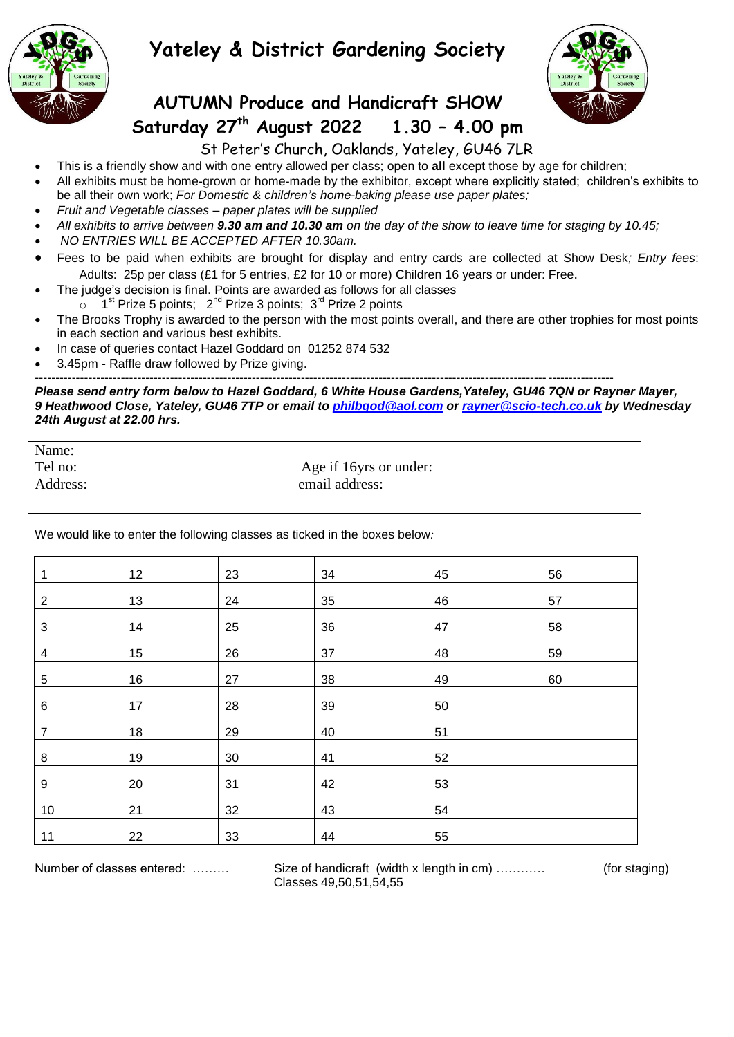# Yateley & District Gardening Society

## AUTUMN Produce and Handicraft SHOW

## Saturday 27th August 2022 1.30 – 4.00 pm

St Peter's Church, Oaklands, Yateley, GU46 7LR

- This is a friendly show and with one entry allowed per class; open to **all** except those by age for children;
- All exhibits must be home-grown or home-made by the exhibitor, except where explicitly stated; children's exhibits to be all their own work; *For Domestic & children's home-baking please use paper plates;*
- *Fruit and Vegetable classes – paper plates will be supplied*
- *All exhibits to arrive between **9.30 am and 10.30 am** on the day of the show to leave time for staging by 10.45;*
- *NO ENTRIES WILL BE ACCEPTED AFTER 10.30am.*
- Fees to be paid when exhibits are brought for display and entry cards are collected at Show Desk*; Entry fees*: Adults: 25p per class (£1 for 5 entries, £2 for 10 or more) Children 16 years or under: Free.
- The judge's decision is final. Points are awarded as follows for all classes
    - 1st Prize 5 points; 2nd Prize 3 points; 3rd Prize 2 points
- The Brooks Trophy is awarded to the person with the most points overall, and there are other trophies for most points in each section and various best exhibits.
- In case of queries contact Hazel Goddard on 01252 874 532
- 3.45pm - Raffle draw followed by Prize giving.

---

***Please send entry form below to Hazel Goddard, 6 White House Gardens,Yateley, GU46 7QN or Rayner Mayer, 9 Heathwood Close, Yateley, GU46 7TP or email to [philbgod@aol.com](mailto:philbgod@aol.com) or [rayner@scio-tech.co.uk](mailto:rayner@scio-tech.co.uk) by Wednesday 24th August at 22.00 hrs.***

Name:
Tel no: Age if 16yrs or under:
Address: email address:

We would like to enter the following classes as ticked in the boxes below*:*

| | | | | | |
|---|---|---|---|---|---|
| 1 | 12 | 23 | 34 | 45 | 56 |
| 2 | 13 | 24 | 35 | 46 | 57 |
| 3 | 14 | 25 | 36 | 47 | 58 |
| 4 | 15 | 26 | 37 | 48 | 59 |
| 5 | 16 | 27 | 38 | 49 | 60 |
| 6 | 17 | 28 | 39 | 50 | |
| 7 | 18 | 29 | 40 | 51 | |
| 8 | 19 | 30 | 41 | 52 | |
| 9 | 20 | 31 | 42 | 53 | |
| 10 | 21 | 32 | 43 | 54 | |
| 11 | 22 | 33 | 44 | 55 | |

Number of classes entered: ……… Size of handicraft (width x length in cm) ………… (for staging)
Classes 49,50,51,54,55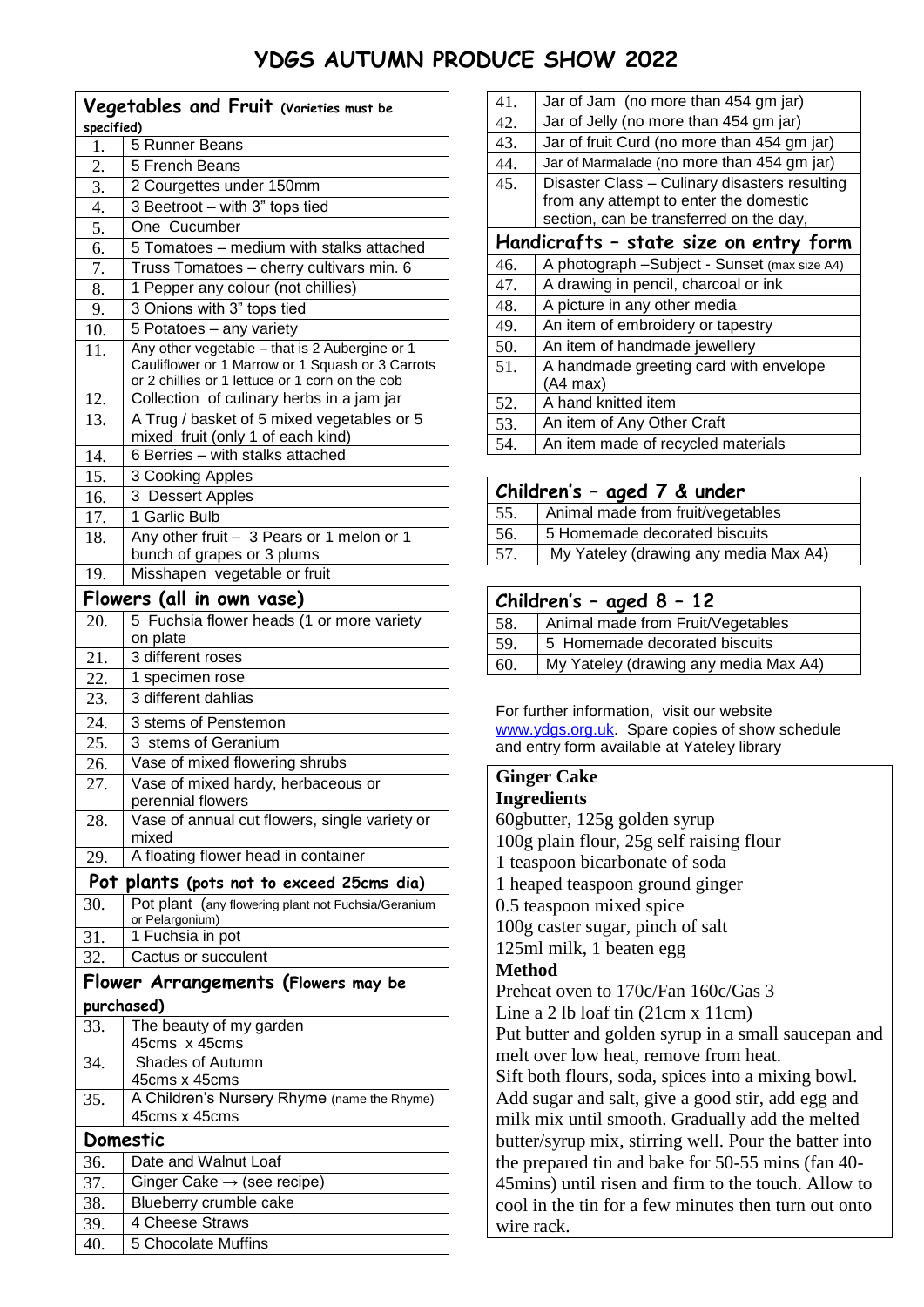# YDGS AUTUMN PRODUCE SHOW 2022

| | |
|---|---|
| **Vegetables and Fruit** (Varieties must be specified) | |
| 1. | 5 Runner Beans |
| 2. | 5 French Beans |
| 3. | 2 Courgettes under 150mm |
| 4. | 3 Beetroot – with 3" tops tied |
| 5. | One Cucumber |
| 6. | 5 Tomatoes – medium with stalks attached |
| 7. | Truss Tomatoes – cherry cultivars min. 6 |
| 8. | 1 Pepper any colour (not chillies) |
| 9. | 3 Onions with 3" tops tied |
| 10. | 5 Potatoes – any variety |
| 11. | Any other vegetable – that is 2 Aubergine or 1 Cauliflower or 1 Marrow or 1 Squash or 3 Carrots or 2 chillies or 1 lettuce or 1 corn on the cob |
| 12. | Collection of culinary herbs in a jam jar |
| 13. | A Trug / basket of 5 mixed vegetables or 5 mixed fruit (only 1 of each kind) |
| 14. | 6 Berries – with stalks attached |
| 15. | 3 Cooking Apples |
| 16. | 3 Dessert Apples |
| 17. | 1 Garlic Bulb |
| 18. | Any other fruit – 3 Pears or 1 melon or 1 bunch of grapes or 3 plums |
| 19. | Misshapen vegetable or fruit |
| **Flowers (all in own vase)** | |
| 20. | 5 Fuchsia flower heads (1 or more variety on plate |
| 21. | 3 different roses |
| 22. | 1 specimen rose |
| 23. | 3 different dahlias |
| 24. | 3 stems of Penstemon |
| 25. | 3 stems of Geranium |
| 26. | Vase of mixed flowering shrubs |
| 27. | Vase of mixed hardy, herbaceous or perennial flowers |
| 28. | Vase of annual cut flowers, single variety or mixed |
| 29. | A floating flower head in container |
| **Pot plants (pots not to exceed 25cms dia)** | |
| 30. | Pot plant (any flowering plant not Fuchsia/Geranium or Pelargonium) |
| 31. | 1 Fuchsia in pot |
| 32. | Cactus or succulent |
| **Flower Arrangements (Flowers may be purchased)** | |
| 33. | The beauty of my garden 45cms x 45cms |
| 34. | Shades of Autumn 45cms x 45cms |
| 35. | A Children's Nursery Rhyme (name the Rhyme) 45cms x 45cms |
| **Domestic** | |
| 36. | Date and Walnut Loaf |
| 37. | Ginger Cake → (see recipe) |
| 38. | Blueberry crumble cake |
| 39. | 4 Cheese Straws |
| 40. | 5 Chocolate Muffins |
| 41. | Jar of Jam (no more than 454 gm jar) |
| 42. | Jar of Jelly (no more than 454 gm jar) |
| 43. | Jar of fruit Curd (no more than 454 gm jar) |
| 44. | Jar of Marmalade (no more than 454 gm jar) |
| 45. | Disaster Class – Culinary disasters resulting from any attempt to enter the domestic section, can be transferred on the day, |
| **Handicrafts – state size on entry form** | |
| 46. | A photograph –Subject - Sunset (max size A4) |
| 47. | A drawing in pencil, charcoal or ink |
| 48. | A picture in any other media |
| 49. | An item of embroidery or tapestry |
| 50. | An item of handmade jewellery |
| 51. | A handmade greeting card with envelope (A4 max) |
| 52. | A hand knitted item |
| 53. | An item of Any Other Craft |
| 54. | An item made of recycled materials |

| | |
|---|---|
| **Children's – aged 7 & under** | |
| 55. | Animal made from fruit/vegetables |
| 56. | 5 Homemade decorated biscuits |
| 57. | My Yateley (drawing any media Max A4) |

| | |
|---|---|
| **Children's – aged 8 – 12** | |
| 58. | Animal made from Fruit/Vegetables |
| 59. | 5 Homemade decorated biscuits |
| 60. | My Yateley (drawing any media Max A4) |

For further information, visit our website www.ydgs.org.uk. Spare copies of show schedule and entry form available at Yateley library

**Ginger Cake**

**Ingredients**

60gbutter, 125g golden syrup
100g plain flour, 25g self raising flour
1 teaspoon bicarbonate of soda
1 heaped teaspoon ground ginger
0.5 teaspoon mixed spice
100g caster sugar, pinch of salt
125ml milk, 1 beaten egg

**Method**

Preheat oven to 170c/Fan 160c/Gas 3
Line a 2 lb loaf tin (21cm x 11cm)
Put butter and golden syrup in a small saucepan and melt over low heat, remove from heat.
Sift both flours, soda, spices into a mixing bowl. Add sugar and salt, give a good stir, add egg and milk mix until smooth. Gradually add the melted butter/syrup mix, stirring well. Pour the batter into the prepared tin and bake for 50-55 mins (fan 40-45mins) until risen and firm to the touch. Allow to cool in the tin for a few minutes then turn out onto wire rack.